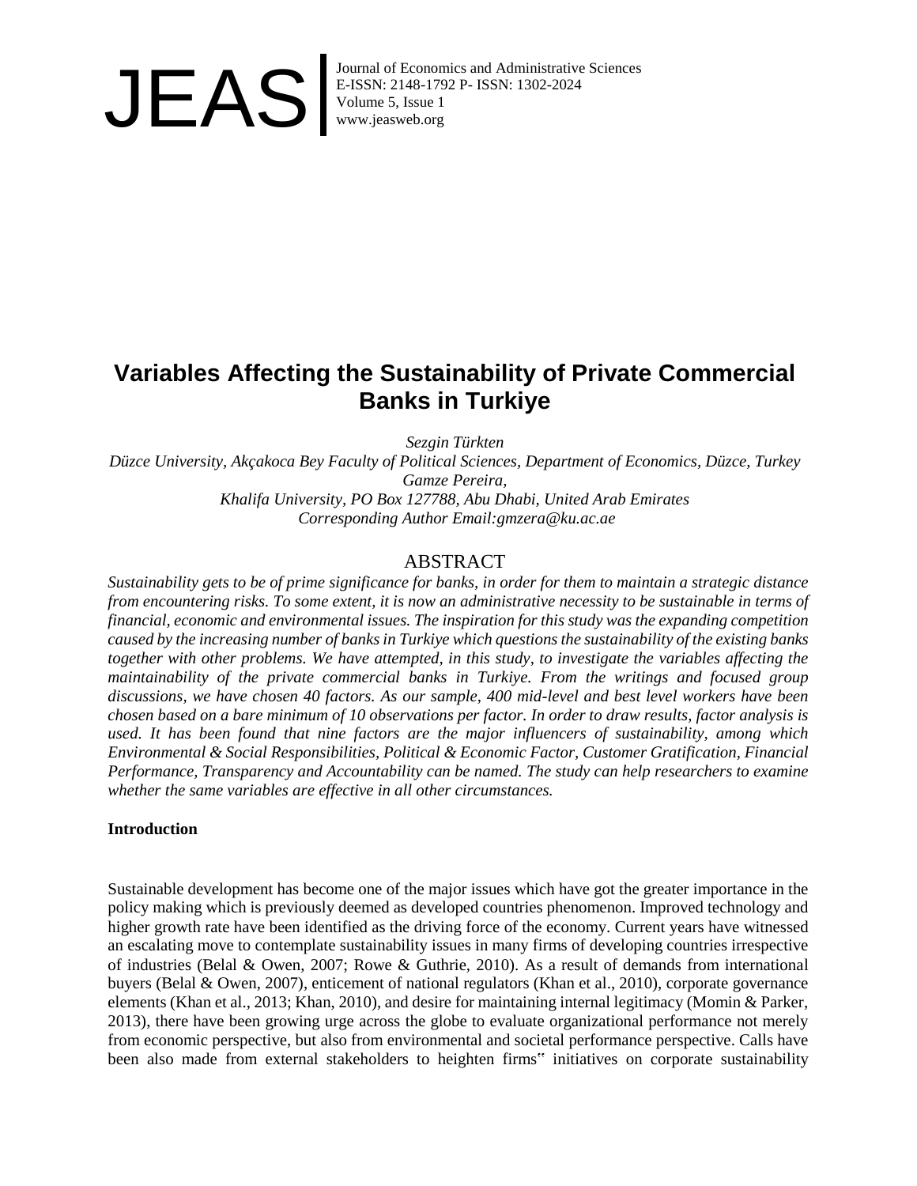# Variables Affecting the Sustainability of Private Commercial Banks in Turkiye

*Sezgin Türkten*
*Düzce University, Akçakoca Bey Faculty of Political Sciences, Department of Economics, Düzce, Turkey*
*Gamze Pereira,*
*Khalifa University, PO Box 127788, Abu Dhabi, United Arab Emirates*
*Corresponding Author Email:gmzera@ku.ac.ae*

## ABSTRACT

*Sustainability gets to be of prime significance for banks, in order for them to maintain a strategic distance from encountering risks. To some extent, it is now an administrative necessity to be sustainable in terms of financial, economic and environmental issues. The inspiration for this study was the expanding competition caused by the increasing number of banks in Turkiye which questions the sustainability of the existing banks together with other problems. We have attempted, in this study, to investigate the variables affecting the maintainability of the private commercial banks in Turkiye. From the writings and focused group discussions, we have chosen 40 factors. As our sample, 400 mid-level and best level workers have been chosen based on a bare minimum of 10 observations per factor. In order to draw results, factor analysis is used. It has been found that nine factors are the major influencers of sustainability, among which Environmental & Social Responsibilities, Political & Economic Factor, Customer Gratification, Financial Performance, Transparency and Accountability can be named. The study can help researchers to examine whether the same variables are effective in all other circumstances.*

**Introduction**

Sustainable development has become one of the major issues which have got the greater importance in the policy making which is previously deemed as developed countries phenomenon. Improved technology and higher growth rate have been identified as the driving force of the economy. Current years have witnessed an escalating move to contemplate sustainability issues in many firms of developing countries irrespective of industries (Belal & Owen, 2007; Rowe & Guthrie, 2010). As a result of demands from international buyers (Belal & Owen, 2007), enticement of national regulators (Khan et al., 2010), corporate governance elements (Khan et al., 2013; Khan, 2010), and desire for maintaining internal legitimacy (Momin & Parker, 2013), there have been growing urge across the globe to evaluate organizational performance not merely from economic perspective, but also from environmental and societal performance perspective. Calls have been also made from external stakeholders to heighten firms‟ initiatives on corporate sustainability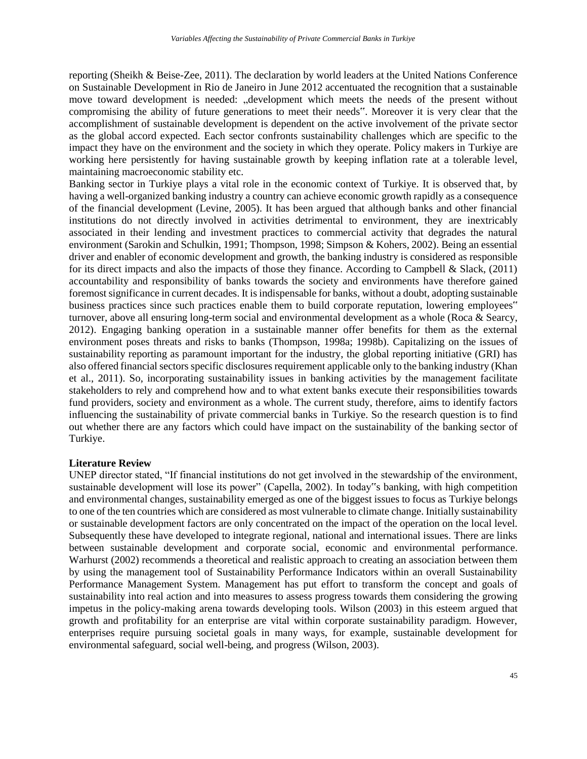reporting (Sheikh & Beise-Zee, 2011). The declaration by world leaders at the United Nations Conference on Sustainable Development in Rio de Janeiro in June 2012 accentuated the recognition that a sustainable move toward development is needed: „development which meets the needs of the present without compromising the ability of future generations to meet their needs". Moreover it is very clear that the accomplishment of sustainable development is dependent on the active involvement of the private sector as the global accord expected. Each sector confronts sustainability challenges which are specific to the impact they have on the environment and the society in which they operate. Policy makers in Turkiye are working here persistently for having sustainable growth by keeping inflation rate at a tolerable level, maintaining macroeconomic stability etc.

Banking sector in Turkiye plays a vital role in the economic context of Turkiye. It is observed that, by having a well-organized banking industry a country can achieve economic growth rapidly as a consequence of the financial development (Levine, 2005). It has been argued that although banks and other financial institutions do not directly involved in activities detrimental to environment, they are inextricably associated in their lending and investment practices to commercial activity that degrades the natural environment (Sarokin and Schulkin, 1991; Thompson, 1998; Simpson & Kohers, 2002). Being an essential driver and enabler of economic development and growth, the banking industry is considered as responsible for its direct impacts and also the impacts of those they finance. According to Campbell & Slack, (2011) accountability and responsibility of banks towards the society and environments have therefore gained foremost significance in current decades. It is indispensable for banks, without a doubt, adopting sustainable business practices since such practices enable them to build corporate reputation, lowering employees" turnover, above all ensuring long-term social and environmental development as a whole (Roca & Searcy, 2012). Engaging banking operation in a sustainable manner offer benefits for them as the external environment poses threats and risks to banks (Thompson, 1998a; 1998b). Capitalizing on the issues of sustainability reporting as paramount important for the industry, the global reporting initiative (GRI) has also offered financial sectors specific disclosures requirement applicable only to the banking industry (Khan et al., 2011). So, incorporating sustainability issues in banking activities by the management facilitate stakeholders to rely and comprehend how and to what extent banks execute their responsibilities towards fund providers, society and environment as a whole. The current study, therefore, aims to identify factors influencing the sustainability of private commercial banks in Turkiye. So the research question is to find out whether there are any factors which could have impact on the sustainability of the banking sector of Turkiye.

**Literature Review**

UNEP director stated, "If financial institutions do not get involved in the stewardship of the environment, sustainable development will lose its power" (Capella, 2002). In today"s banking, with high competition and environmental changes, sustainability emerged as one of the biggest issues to focus as Turkiye belongs to one of the ten countries which are considered as most vulnerable to climate change. Initially sustainability or sustainable development factors are only concentrated on the impact of the operation on the local level. Subsequently these have developed to integrate regional, national and international issues. There are links between sustainable development and corporate social, economic and environmental performance. Warhurst (2002) recommends a theoretical and realistic approach to creating an association between them by using the management tool of Sustainability Performance Indicators within an overall Sustainability Performance Management System. Management has put effort to transform the concept and goals of sustainability into real action and into measures to assess progress towards them considering the growing impetus in the policy-making arena towards developing tools. Wilson (2003) in this esteem argued that growth and profitability for an enterprise are vital within corporate sustainability paradigm. However, enterprises require pursuing societal goals in many ways, for example, sustainable development for environmental safeguard, social well-being, and progress (Wilson, 2003).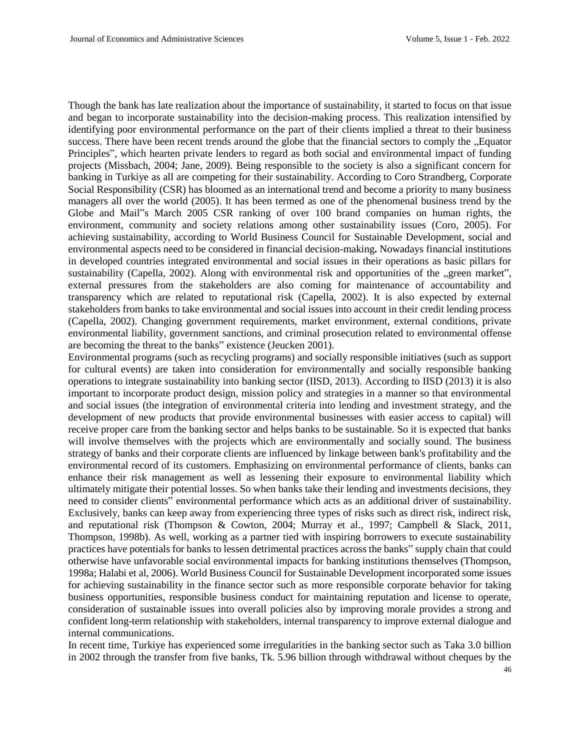Though the bank has late realization about the importance of sustainability, it started to focus on that issue and began to incorporate sustainability into the decision-making process. This realization intensified by identifying poor environmental performance on the part of their clients implied a threat to their business success. There have been recent trends around the globe that the financial sectors to comply the „Equator Principles‟, which hearten private lenders to regard as both social and environmental impact of funding projects (Missbach, 2004; Jane, 2009). Being responsible to the society is also a significant concern for banking in Turkiye as all are competing for their sustainability. According to Coro Strandberg, Corporate Social Responsibility (CSR) has bloomed as an international trend and become a priority to many business managers all over the world (2005). It has been termed as one of the phenomenal business trend by the Globe and Mail‟s March 2005 CSR ranking of over 100 brand companies on human rights, the environment, community and society relations among other sustainability issues (Coro, 2005). For achieving sustainability, according to World Business Council for Sustainable Development, social and environmental aspects need to be considered in financial decision-making**.** Nowadays financial institutions in developed countries integrated environmental and social issues in their operations as basic pillars for sustainability (Capella, 2002). Along with environmental risk and opportunities of the „green market‟, external pressures from the stakeholders are also coming for maintenance of accountability and transparency which are related to reputational risk (Capella, 2002). It is also expected by external stakeholders from banks to take environmental and social issues into account in their credit lending process (Capella, 2002). Changing government requirements, market environment, external conditions, private environmental liability, government sanctions, and criminal prosecution related to environmental offense are becoming the threat to the banks‟ existence (Jeucken 2001).

Environmental programs (such as recycling programs) and socially responsible initiatives (such as support for cultural events) are taken into consideration for environmentally and socially responsible banking operations to integrate sustainability into banking sector (IISD, 2013). According to IISD (2013) it is also important to incorporate product design, mission policy and strategies in a manner so that environmental and social issues (the integration of environmental criteria into lending and investment strategy, and the development of new products that provide environmental businesses with easier access to capital) will receive proper care from the banking sector and helps banks to be sustainable. So it is expected that banks will involve themselves with the projects which are environmentally and socially sound. The business strategy of banks and their corporate clients are influenced by linkage between bank's profitability and the environmental record of its customers. Emphasizing on environmental performance of clients, banks can enhance their risk management as well as lessening their exposure to environmental liability which ultimately mitigate their potential losses. So when banks take their lending and investments decisions, they need to consider clients‟ environmental performance which acts as an additional driver of sustainability. Exclusively, banks can keep away from experiencing three types of risks such as direct risk, indirect risk, and reputational risk (Thompson & Cowton, 2004; Murray et al., 1997; Campbell & Slack, 2011, Thompson, 1998b). As well, working as a partner tied with inspiring borrowers to execute sustainability practices have potentials for banks to lessen detrimental practices across the banks‟ supply chain that could otherwise have unfavorable social environmental impacts for banking institutions themselves (Thompson, 1998a; Halabi et al, 2006). World Business Council for Sustainable Development incorporated some issues for achieving sustainability in the finance sector such as more responsible corporate behavior for taking business opportunities, responsible business conduct for maintaining reputation and license to operate, consideration of sustainable issues into overall policies also by improving morale provides a strong and confident long-term relationship with stakeholders, internal transparency to improve external dialogue and internal communications.

In recent time, Turkiye has experienced some irregularities in the banking sector such as Taka 3.0 billion in 2002 through the transfer from five banks, Tk. 5.96 billion through withdrawal without cheques by the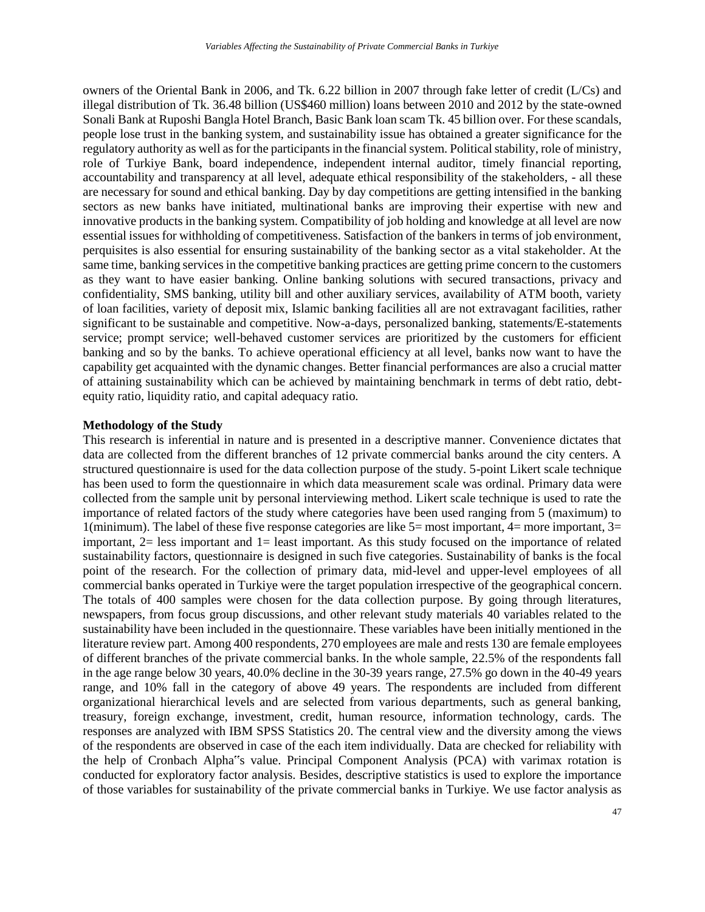owners of the Oriental Bank in 2006, and Tk. 6.22 billion in 2007 through fake letter of credit (L/Cs) and illegal distribution of Tk. 36.48 billion (US$460 million) loans between 2010 and 2012 by the state-owned Sonali Bank at Ruposhi Bangla Hotel Branch, Basic Bank loan scam Tk. 45 billion over. For these scandals, people lose trust in the banking system, and sustainability issue has obtained a greater significance for the regulatory authority as well as for the participants in the financial system. Political stability, role of ministry, role of Turkiye Bank, board independence, independent internal auditor, timely financial reporting, accountability and transparency at all level, adequate ethical responsibility of the stakeholders, - all these are necessary for sound and ethical banking. Day by day competitions are getting intensified in the banking sectors as new banks have initiated, multinational banks are improving their expertise with new and innovative products in the banking system. Compatibility of job holding and knowledge at all level are now essential issues for withholding of competitiveness. Satisfaction of the bankers in terms of job environment, perquisites is also essential for ensuring sustainability of the banking sector as a vital stakeholder. At the same time, banking services in the competitive banking practices are getting prime concern to the customers as they want to have easier banking. Online banking solutions with secured transactions, privacy and confidentiality, SMS banking, utility bill and other auxiliary services, availability of ATM booth, variety of loan facilities, variety of deposit mix, Islamic banking facilities all are not extravagant facilities, rather significant to be sustainable and competitive. Now-a-days, personalized banking, statements/E-statements service; prompt service; well-behaved customer services are prioritized by the customers for efficient banking and so by the banks. To achieve operational efficiency at all level, banks now want to have the capability get acquainted with the dynamic changes. Better financial performances are also a crucial matter of attaining sustainability which can be achieved by maintaining benchmark in terms of debt ratio, debt-equity ratio, liquidity ratio, and capital adequacy ratio.

**Methodology of the Study**

This research is inferential in nature and is presented in a descriptive manner. Convenience dictates that data are collected from the different branches of 12 private commercial banks around the city centers. A structured questionnaire is used for the data collection purpose of the study. 5-point Likert scale technique has been used to form the questionnaire in which data measurement scale was ordinal. Primary data were collected from the sample unit by personal interviewing method. Likert scale technique is used to rate the importance of related factors of the study where categories have been used ranging from 5 (maximum) to 1(minimum). The label of these five response categories are like 5= most important, 4= more important, 3= important, 2= less important and 1= least important. As this study focused on the importance of related sustainability factors, questionnaire is designed in such five categories. Sustainability of banks is the focal point of the research. For the collection of primary data, mid-level and upper-level employees of all commercial banks operated in Turkiye were the target population irrespective of the geographical concern. The totals of 400 samples were chosen for the data collection purpose. By going through literatures, newspapers, from focus group discussions, and other relevant study materials 40 variables related to the sustainability have been included in the questionnaire. These variables have been initially mentioned in the literature review part. Among 400 respondents, 270 employees are male and rests 130 are female employees of different branches of the private commercial banks. In the whole sample, 22.5% of the respondents fall in the age range below 30 years, 40.0% decline in the 30-39 years range, 27.5% go down in the 40-49 years range, and 10% fall in the category of above 49 years. The respondents are included from different organizational hierarchical levels and are selected from various departments, such as general banking, treasury, foreign exchange, investment, credit, human resource, information technology, cards. The responses are analyzed with IBM SPSS Statistics 20. The central view and the diversity among the views of the respondents are observed in case of the each item individually. Data are checked for reliability with the help of Cronbach Alpha"s value. Principal Component Analysis (PCA) with varimax rotation is conducted for exploratory factor analysis. Besides, descriptive statistics is used to explore the importance of those variables for sustainability of the private commercial banks in Turkiye. We use factor analysis as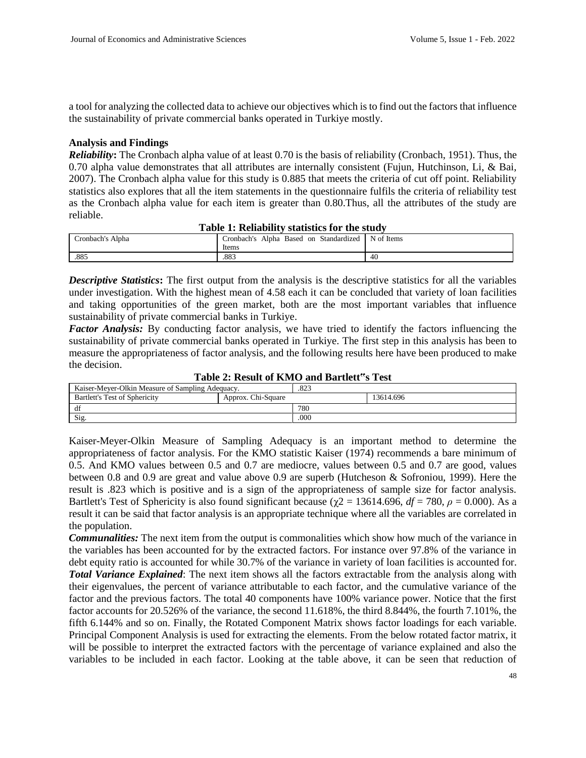a tool for analyzing the collected data to achieve our objectives which is to find out the factors that influence the sustainability of private commercial banks operated in Turkiye mostly.

**Analysis and Findings**

***Reliability*:** The Cronbach alpha value of at least 0.70 is the basis of reliability (Cronbach, 1951). Thus, the 0.70 alpha value demonstrates that all attributes are internally consistent (Fujun, Hutchinson, Li, & Bai, 2007). The Cronbach alpha value for this study is 0.885 that meets the criteria of cut off point. Reliability statistics also explores that all the item statements in the questionnaire fulfils the criteria of reliability test as the Cronbach alpha value for each item is greater than 0.80.Thus, all the attributes of the study are reliable.

**Table 1: Reliability statistics for the study**

| Cronbach's Alpha | Cronbach's Alpha Based on Standardized Items | N of Items |
|---|---|---|
| .885 | .883 | 40 |

***Descriptive Statistics*:** The first output from the analysis is the descriptive statistics for all the variables under investigation. With the highest mean of 4.58 each it can be concluded that variety of loan facilities and taking opportunities of the green market, both are the most important variables that influence sustainability of private commercial banks in Turkiye.

***Factor Analysis:*** By conducting factor analysis, we have tried to identify the factors influencing the sustainability of private commercial banks operated in Turkiye. The first step in this analysis has been to measure the appropriateness of factor analysis, and the following results here have been produced to make the decision.

**Table 2: Result of KMO and Bartlett‟s Test**

| Kaiser-Meyer-Olkin Measure of Sampling Adequacy. | | .823 |
|---|---|---|
| Bartlett's Test of Sphericity | Approx. Chi-Square | 13614.696 |
| | df | 780 |
| | Sig. | .000 |

Kaiser-Meyer-Olkin Measure of Sampling Adequacy is an important method to determine the appropriateness of factor analysis. For the KMO statistic Kaiser (1974) recommends a bare minimum of 0.5. And KMO values between 0.5 and 0.7 are mediocre, values between 0.5 and 0.7 are good, values between 0.8 and 0.9 are great and value above 0.9 are superb (Hutcheson & Sofroniou, 1999). Here the result is .823 which is positive and is a sign of the appropriateness of sample size for factor analysis. Bartlett's Test of Sphericity is also found significant because ($\chi 2 = 13614.696$, $df = 780$, $\rho = 0.000$). As a result it can be said that factor analysis is an appropriate technique where all the variables are correlated in the population.

***Communalities:*** The next item from the output is commonalities which show how much of the variance in the variables has been accounted for by the extracted factors. For instance over 97.8% of the variance in debt equity ratio is accounted for while 30.7% of the variance in variety of loan facilities is accounted for.

***Total Variance Explained***: The next item shows all the factors extractable from the analysis along with their eigenvalues, the percent of variance attributable to each factor, and the cumulative variance of the factor and the previous factors. The total 40 components have 100% variance power. Notice that the first factor accounts for 20.526% of the variance, the second 11.618%, the third 8.844%, the fourth 7.101%, the fifth 6.144% and so on. Finally, the Rotated Component Matrix shows factor loadings for each variable. Principal Component Analysis is used for extracting the elements. From the below rotated factor matrix, it will be possible to interpret the extracted factors with the percentage of variance explained and also the variables to be included in each factor. Looking at the table above, it can be seen that reduction of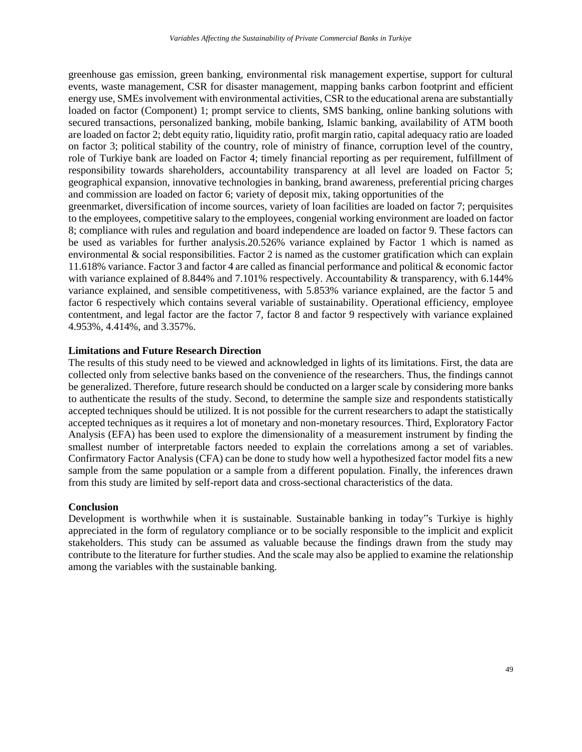greenhouse gas emission, green banking, environmental risk management expertise, support for cultural events, waste management, CSR for disaster management, mapping banks carbon footprint and efficient energy use, SMEs involvement with environmental activities, CSR to the educational arena are substantially loaded on factor (Component) 1; prompt service to clients, SMS banking, online banking solutions with secured transactions, personalized banking, mobile banking, Islamic banking, availability of ATM booth are loaded on factor 2; debt equity ratio, liquidity ratio, profit margin ratio, capital adequacy ratio are loaded on factor 3; political stability of the country, role of ministry of finance, corruption level of the country, role of Turkiye bank are loaded on Factor 4; timely financial reporting as per requirement, fulfillment of responsibility towards shareholders, accountability transparency at all level are loaded on Factor 5; geographical expansion, innovative technologies in banking, brand awareness, preferential pricing charges and commission are loaded on factor 6; variety of deposit mix, taking opportunities of the greenmarket, diversification of income sources, variety of loan facilities are loaded on factor 7; perquisites to the employees, competitive salary to the employees, congenial working environment are loaded on factor 8; compliance with rules and regulation and board independence are loaded on factor 9. These factors can be used as variables for further analysis.20.526% variance explained by Factor 1 which is named as environmental & social responsibilities. Factor 2 is named as the customer gratification which can explain 11.618% variance. Factor 3 and factor 4 are called as financial performance and political & economic factor with variance explained of 8.844% and 7.101% respectively. Accountability & transparency, with 6.144% variance explained, and sensible competitiveness, with 5.853% variance explained, are the factor 5 and factor 6 respectively which contains several variable of sustainability. Operational efficiency, employee contentment, and legal factor are the factor 7, factor 8 and factor 9 respectively with variance explained 4.953%, 4.414%, and 3.357%.

**Limitations and Future Research Direction**

The results of this study need to be viewed and acknowledged in lights of its limitations. First, the data are collected only from selective banks based on the convenience of the researchers. Thus, the findings cannot be generalized. Therefore, future research should be conducted on a larger scale by considering more banks to authenticate the results of the study. Second, to determine the sample size and respondents statistically accepted techniques should be utilized. It is not possible for the current researchers to adapt the statistically accepted techniques as it requires a lot of monetary and non-monetary resources. Third, Exploratory Factor Analysis (EFA) has been used to explore the dimensionality of a measurement instrument by finding the smallest number of interpretable factors needed to explain the correlations among a set of variables. Confirmatory Factor Analysis (CFA) can be done to study how well a hypothesized factor model fits a new sample from the same population or a sample from a different population. Finally, the inferences drawn from this study are limited by self-report data and cross-sectional characteristics of the data.

**Conclusion**

Development is worthwhile when it is sustainable. Sustainable banking in today"s Turkiye is highly appreciated in the form of regulatory compliance or to be socially responsible to the implicit and explicit stakeholders. This study can be assumed as valuable because the findings drawn from the study may contribute to the literature for further studies. And the scale may also be applied to examine the relationship among the variables with the sustainable banking.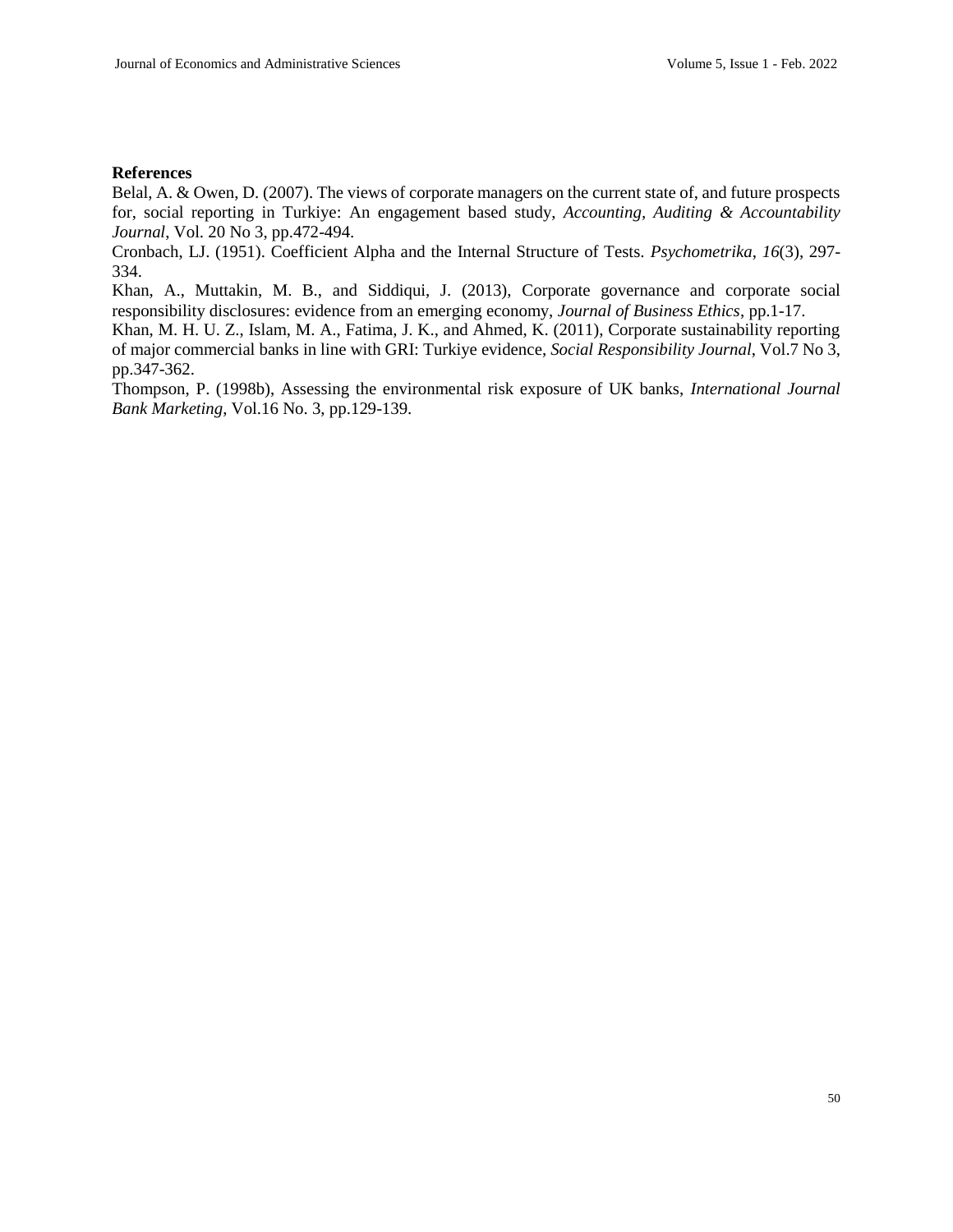**References**

Belal, A. & Owen, D. (2007). The views of corporate managers on the current state of, and future prospects for, social reporting in Turkiye: An engagement based study, *Accounting, Auditing & Accountability Journal*, Vol. 20 No 3, pp.472-494.

Cronbach, LJ. (1951). Coefficient Alpha and the Internal Structure of Tests. *Psychometrika*, *16*(3), 297-334.

Khan, A., Muttakin, M. B., and Siddiqui, J. (2013), Corporate governance and corporate social responsibility disclosures: evidence from an emerging economy, *Journal of Business Ethics*, pp.1-17.

Khan, M. H. U. Z., Islam, M. A., Fatima, J. K., and Ahmed, K. (2011), Corporate sustainability reporting of major commercial banks in line with GRI: Turkiye evidence, *Social Responsibility Journal*, Vol.7 No 3, pp.347-362.

Thompson, P. (1998b), Assessing the environmental risk exposure of UK banks, *International Journal Bank Marketing*, Vol.16 No. 3, pp.129-139.